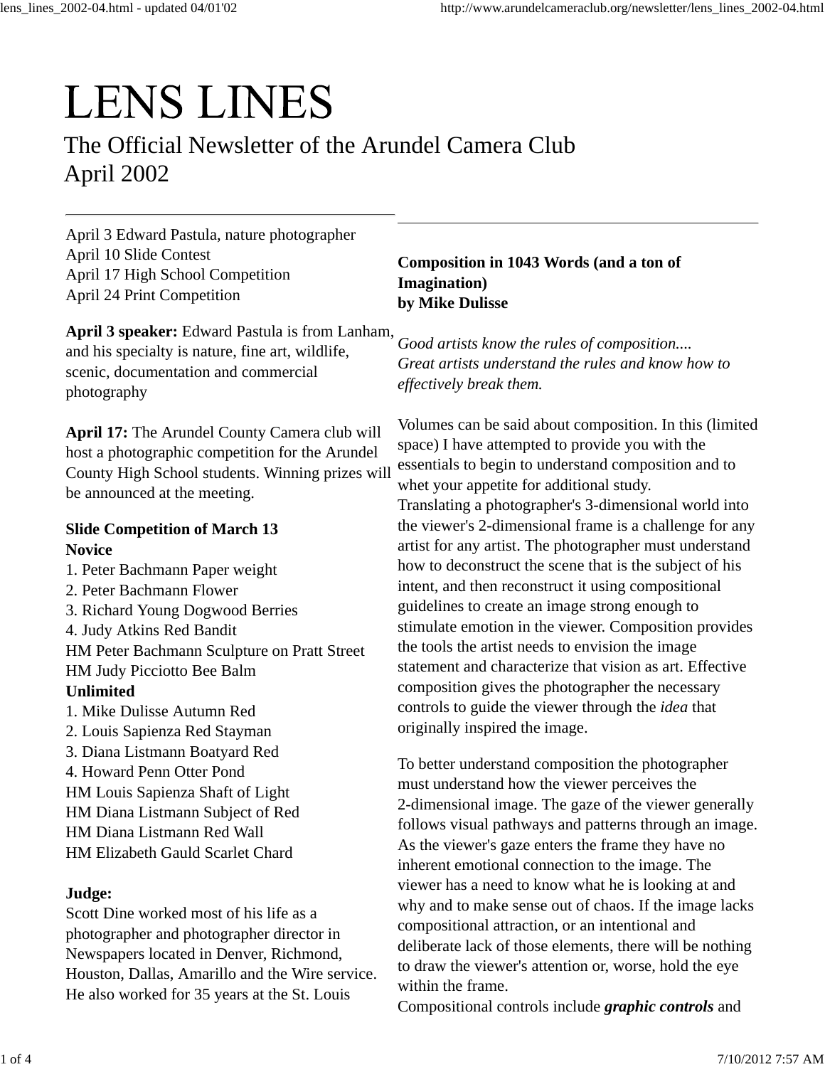# LENS LINES

## The Official Newsletter of the Arundel Camera Club
## April 2002

April 3 Edward Pastula, nature photographer
April 10 Slide Contest
April 17 High School Competition
April 24 Print Competition

**April 3 speaker:** Edward Pastula is from Lanham, and his specialty is nature, fine art, wildlife, scenic, documentation and commercial photography

**April 17:** The Arundel County Camera club will host a photographic competition for the Arundel County High School students. Winning prizes will be announced at the meeting.

**Slide Competition of March 13**
**Novice**
1. Peter Bachmann Paper weight
2. Peter Bachmann Flower
3. Richard Young Dogwood Berries
4. Judy Atkins Red Bandit

HM Peter Bachmann Sculpture on Pratt Street
HM Judy Picciotto Bee Balm

**Unlimited**
1. Mike Dulisse Autumn Red
2. Louis Sapienza Red Stayman
3. Diana Listmann Boatyard Red
4. Howard Penn Otter Pond

HM Louis Sapienza Shaft of Light
HM Diana Listmann Subject of Red
HM Diana Listmann Red Wall
HM Elizabeth Gauld Scarlet Chard

**Judge:**
Scott Dine worked most of his life as a photographer and photographer director in Newspapers located in Denver, Richmond, Houston, Dallas, Amarillo and the Wire service. He also worked for 35 years at the St. Louis

**Composition in 1043 Words (and a ton of Imagination)**
**by Mike Dulisse**

*Good artists know the rules of composition....*
*Great artists understand the rules and know how to effectively break them.*

Volumes can be said about composition. In this (limited space) I have attempted to provide you with the essentials to begin to understand composition and to whet your appetite for additional study.
Translating a photographer's 3-dimensional world into the viewer's 2-dimensional frame is a challenge for any artist for any artist. The photographer must understand how to deconstruct the scene that is the subject of his intent, and then reconstruct it using compositional guidelines to create an image strong enough to stimulate emotion in the viewer. Composition provides the tools the artist needs to envision the image statement and characterize that vision as art. Effective composition gives the photographer the necessary controls to guide the viewer through the *idea* that originally inspired the image.

To better understand composition the photographer must understand how the viewer perceives the 2-dimensional image. The gaze of the viewer generally follows visual pathways and patterns through an image. As the viewer's gaze enters the frame they have no inherent emotional connection to the image. The viewer has a need to know what he is looking at and why and to make sense out of chaos. If the image lacks compositional attraction, or an intentional and deliberate lack of those elements, there will be nothing to draw the viewer's attention or, worse, hold the eye within the frame.
Compositional controls include ***graphic controls*** and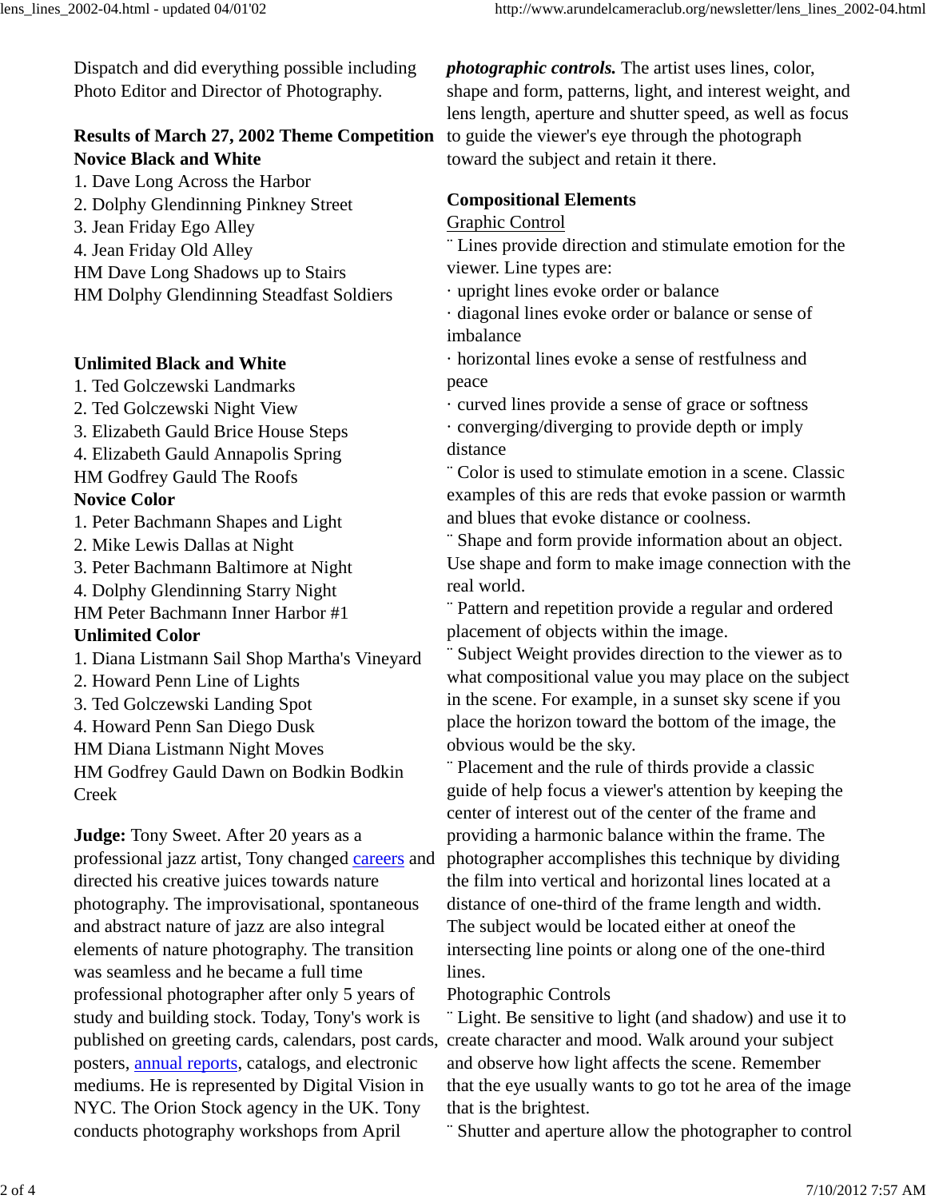Dispatch and did everything possible including Photo Editor and Director of Photography.

**Results of March 27, 2002 Theme Competition**
**Novice Black and White**
1. Dave Long Across the Harbor
2. Dolphy Glendinning Pinkney Street
3. Jean Friday Ego Alley
4. Jean Friday Old Alley

HM Dave Long Shadows up to Stairs
HM Dolphy Glendinning Steadfast Soldiers

**Unlimited Black and White**
1. Ted Golczewski Landmarks
2. Ted Golczewski Night View
3. Elizabeth Gauld Brice House Steps
4. Elizabeth Gauld Annapolis Spring

HM Godfrey Gauld The Roofs

**Novice Color**
1. Peter Bachmann Shapes and Light
2. Mike Lewis Dallas at Night
3. Peter Bachmann Baltimore at Night
4. Dolphy Glendinning Starry Night

HM Peter Bachmann Inner Harbor #1

**Unlimited Color**
1. Diana Listmann Sail Shop Martha's Vineyard
2. Howard Penn Line of Lights
3. Ted Golczewski Landing Spot
4. Howard Penn San Diego Dusk

HM Diana Listmann Night Moves
HM Godfrey Gauld Dawn on Bodkin Bodkin Creek

**Judge:** Tony Sweet. After 20 years as a professional jazz artist, Tony changed careers and directed his creative juices towards nature photography. The improvisational, spontaneous and abstract nature of jazz are also integral elements of nature photography. The transition was seamless and he became a full time professional photographer after only 5 years of study and building stock. Today, Tony's work is published on greeting cards, calendars, post cards, posters, annual reports, catalogs, and electronic mediums. He is represented by Digital Vision in NYC. The Orion Stock agency in the UK. Tony conducts photography workshops from April

***photographic controls.*** The artist uses lines, color, shape and form, patterns, light, and interest weight, and lens length, aperture and shutter speed, as well as focus to guide the viewer's eye through the photograph toward the subject and retain it there.

**Compositional Elements**

Graphic Control

¨ Lines provide direction and stimulate emotion for the viewer. Line types are:
· upright lines evoke order or balance
· diagonal lines evoke order or balance or sense of imbalance
· horizontal lines evoke a sense of restfulness and peace
· curved lines provide a sense of grace or softness
· converging/diverging to provide depth or imply distance

¨ Color is used to stimulate emotion in a scene. Classic examples of this are reds that evoke passion or warmth and blues that evoke distance or coolness.

¨ Shape and form provide information about an object. Use shape and form to make image connection with the real world.

¨ Pattern and repetition provide a regular and ordered placement of objects within the image.

¨ Subject Weight provides direction to the viewer as to what compositional value you may place on the subject in the scene. For example, in a sunset sky scene if you place the horizon toward the bottom of the image, the obvious would be the sky.

¨ Placement and the rule of thirds provide a classic guide of help focus a viewer's attention by keeping the center of interest out of the center of the frame and providing a harmonic balance within the frame. The photographer accomplishes this technique by dividing the film into vertical and horizontal lines located at a distance of one-third of the frame length and width. The subject would be located either at oneof the intersecting line points or along one of the one-third lines.

Photographic Controls

¨ Light. Be sensitive to light (and shadow) and use it to create character and mood. Walk around your subject and observe how light affects the scene. Remember that the eye usually wants to go tot he area of the image that is the brightest.

¨ Shutter and aperture allow the photographer to control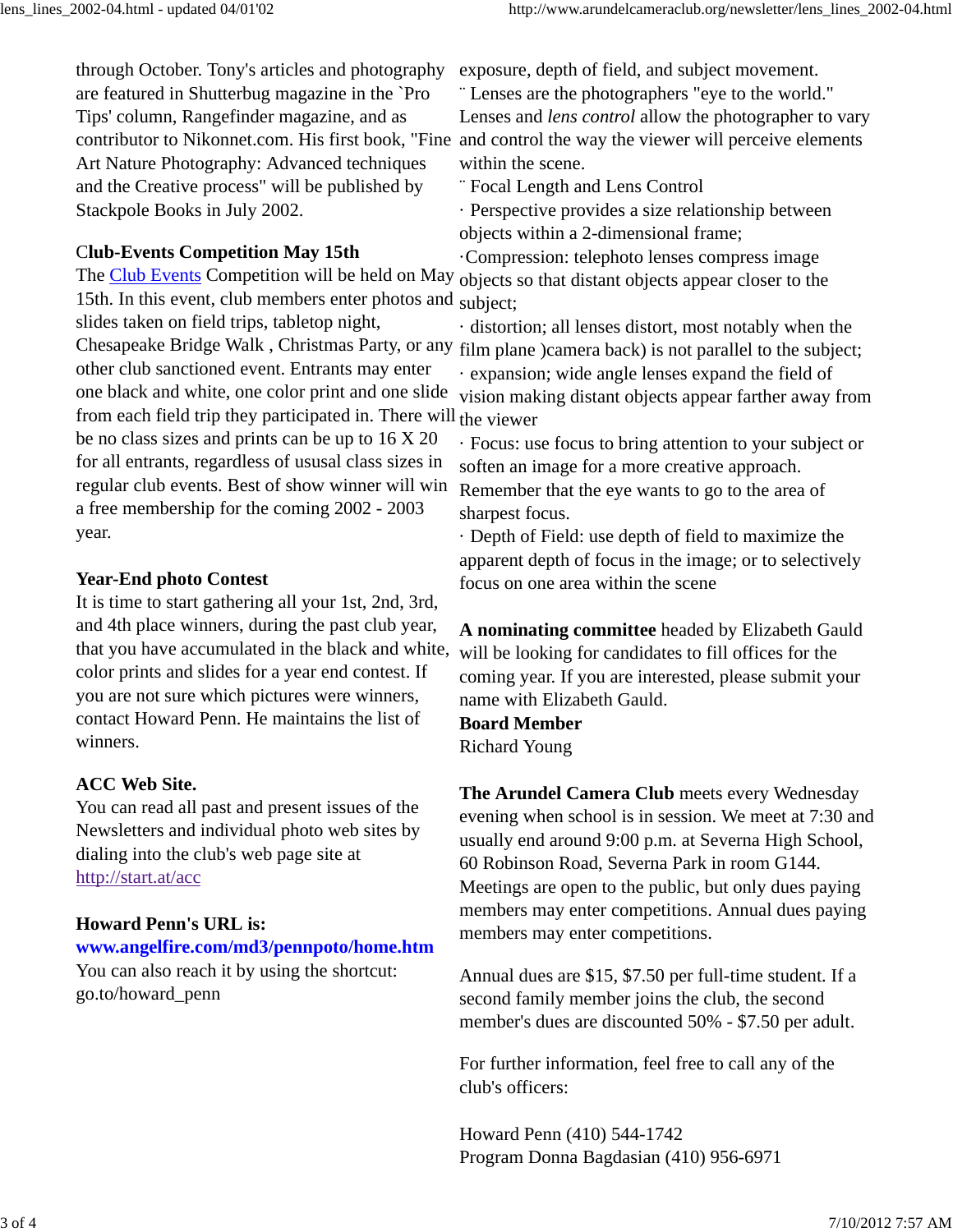through October. Tony's articles and photography are featured in Shutterbug magazine in the `Pro Tips' column, Rangefinder magazine, and as contributor to Nikonnet.com. His first book, "Fine Art Nature Photography: Advanced techniques and the Creative process" will be published by Stackpole Books in July 2002.

**Club-Events Competition May 15th**

The Club Events Competition will be held on May 15th. In this event, club members enter photos and slides taken on field trips, tabletop night, Chesapeake Bridge Walk , Christmas Party, or any other club sanctioned event. Entrants may enter one black and white, one color print and one slide from each field trip they participated in. There will be no class sizes and prints can be up to 16 X 20 for all entrants, regardless of ususal class sizes in regular club events. Best of show winner will win a free membership for the coming 2002 - 2003 year.

**Year-End photo Contest**

It is time to start gathering all your 1st, 2nd, 3rd, and 4th place winners, during the past club year, that you have accumulated in the black and white, color prints and slides for a year end contest. If you are not sure which pictures were winners, contact Howard Penn. He maintains the list of winners.

**ACC Web Site.**

You can read all past and present issues of the Newsletters and individual photo web sites by dialing into the club's web page site at http://start.at/acc

**Howard Penn's URL is:**

**www.angelfire.com/md3/pennpoto/home.htm**

You can also reach it by using the shortcut: go.to/howard_penn

exposure, depth of field, and subject movement.

¨ Lenses are the photographers "eye to the world." Lenses and *lens control* allow the photographer to vary and control the way the viewer will perceive elements within the scene.

¨ Focal Length and Lens Control

· Perspective provides a size relationship between objects within a 2-dimensional frame;

·Compression: telephoto lenses compress image objects so that distant objects appear closer to the subject;

· distortion; all lenses distort, most notably when the film plane )camera back) is not parallel to the subject;

· expansion; wide angle lenses expand the field of vision making distant objects appear farther away from the viewer

· Focus: use focus to bring attention to your subject or soften an image for a more creative approach. Remember that the eye wants to go to the area of sharpest focus.

· Depth of Field: use depth of field to maximize the apparent depth of focus in the image; or to selectively focus on one area within the scene

**A nominating committee** headed by Elizabeth Gauld will be looking for candidates to fill offices for the coming year. If you are interested, please submit your name with Elizabeth Gauld.

**Board Member**

Richard Young

**The Arundel Camera Club** meets every Wednesday evening when school is in session. We meet at 7:30 and usually end around 9:00 p.m. at Severna High School, 60 Robinson Road, Severna Park in room G144. Meetings are open to the public, but only dues paying members may enter competitions. Annual dues paying members may enter competitions.

Annual dues are $15, $7.50 per full-time student. If a second family member joins the club, the second member's dues are discounted 50% - $7.50 per adult.

For further information, feel free to call any of the club's officers:

Howard Penn (410) 544-1742

Program Donna Bagdasian (410) 956-6971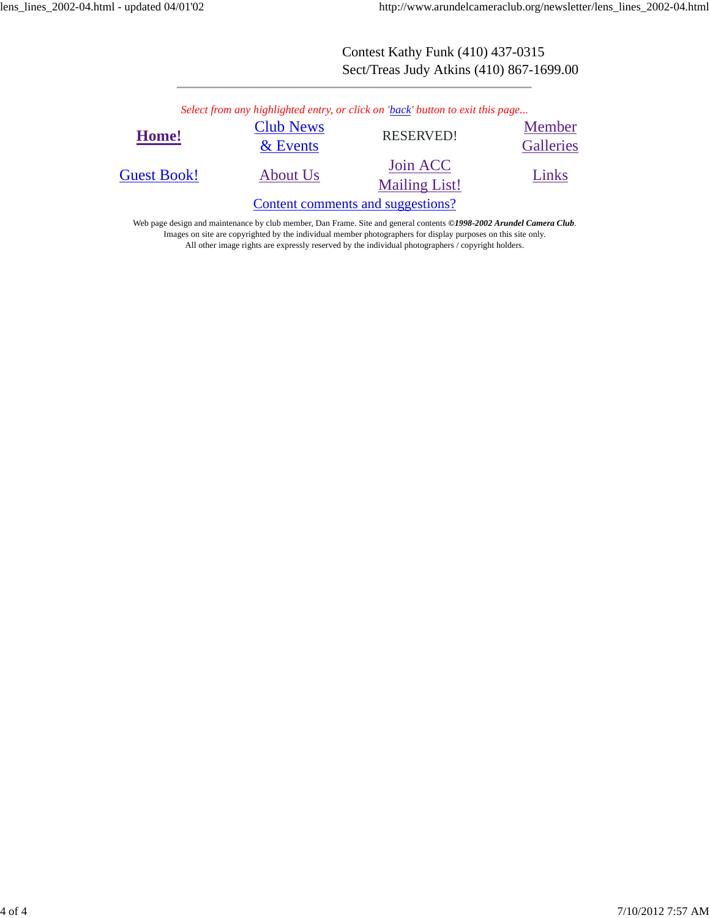Contest Kathy Funk (410) 437-0315
Sect/Treas Judy Atkins (410) 867-1699.00

---

*Select from any highlighted entry, or click on 'back' button to exit this page...*

| | | | |
|---|---|---|---|
| **Home!** | Club News & Events | RESERVED! | Member Galleries |
| Guest Book! | About Us | Join ACC Mailing List! | Links |

Content comments and suggestions?

Web page design and maintenance by club member, Dan Frame. Site and general contents ***©1998-2002 Arundel Camera Club***.
Images on site are copyrighted by the individual member photographers for display purposes on this site only.
All other image rights are expressly reserved by the individual photographers / copyright holders.